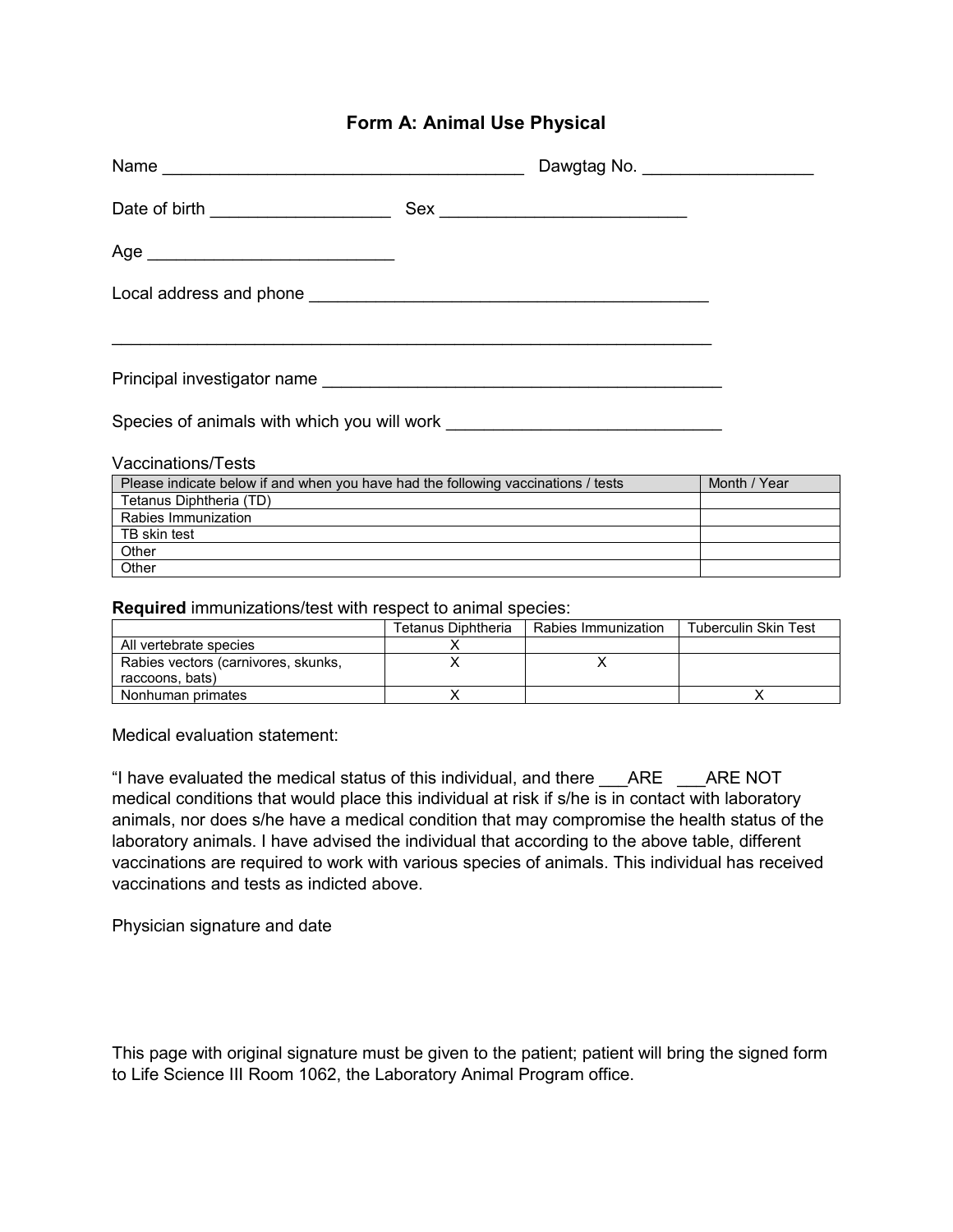## Form A: Animal Use Physical

Name ______________________________________ Dawgtag No. _________________

Date of birth __________________ Sex ________________________

Age ________________________

Local address and phone __________________________________________

______________________________________________________________

Principal investigator name __________________________________________

Species of animals with which you will work ____________________________

Vaccinations/Tests

| Please indicate below if and when you have had the following vaccinations / tests | Month / Year |
|---|---|
| Tetanus Diphtheria (TD) | |
| Rabies Immunization | |
| TB skin test | |
| Other | |
| Other | |

**Required** immunizations/test with respect to animal species:

| | Tetanus Diphtheria | Rabies Immunization | Tuberculin Skin Test |
|---|---|---|---|
| All vertebrate species | X | | |
| Rabies vectors (carnivores, skunks, raccoons, bats) | X | X | |
| Nonhuman primates | X | | X |

Medical evaluation statement:

"I have evaluated the medical status of this individual, and there ___ARE ___ARE NOT medical conditions that would place this individual at risk if s/he is in contact with laboratory animals, nor does s/he have a medical condition that may compromise the health status of the laboratory animals. I have advised the individual that according to the above table, different vaccinations are required to work with various species of animals. This individual has received vaccinations and tests as indicted above.

Physician signature and date

This page with original signature must be given to the patient; patient will bring the signed form to Life Science III Room 1062, the Laboratory Animal Program office.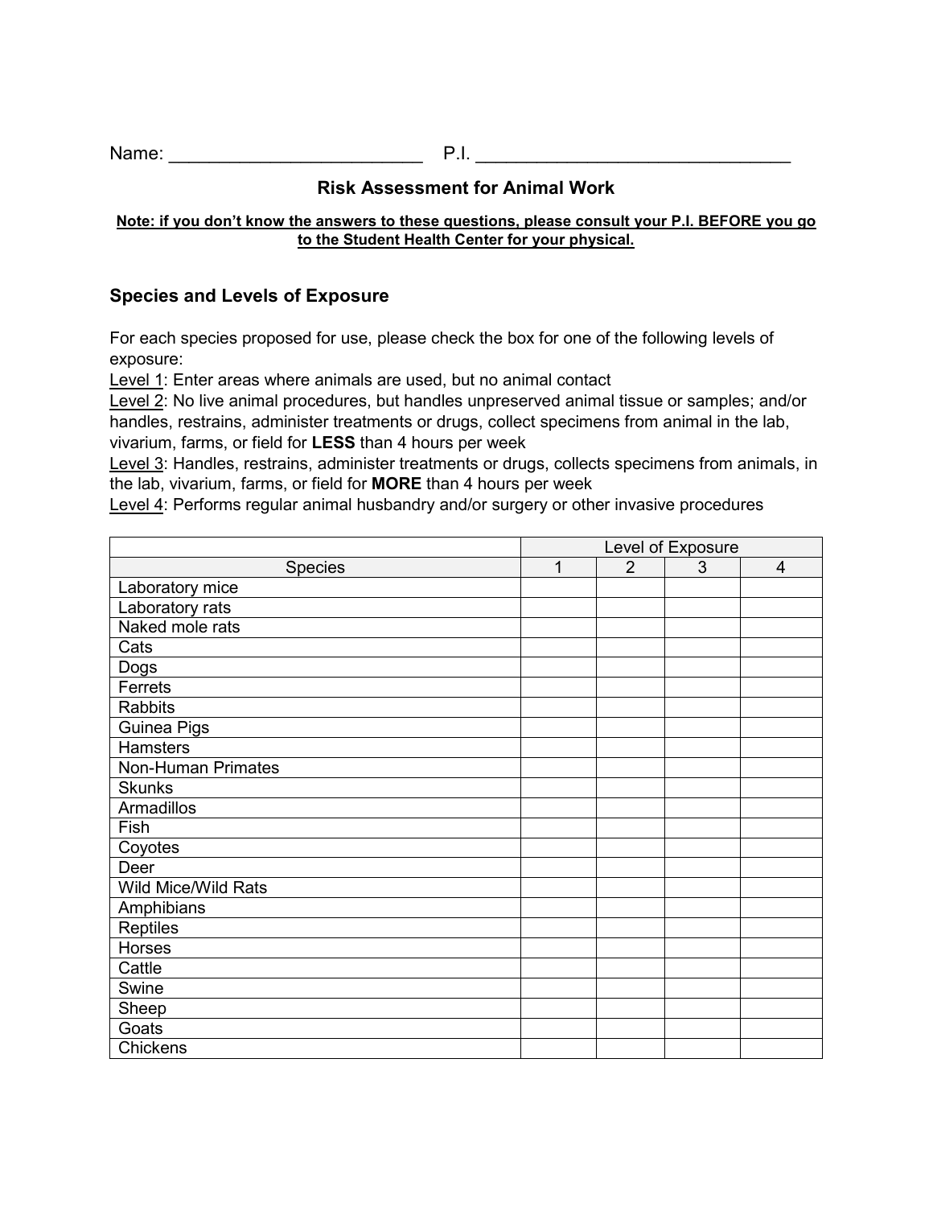Name: ___________________________ P.I. __________________________________

## Risk Assessment for Animal Work

**Note: if you don't know the answers to these questions, please consult your P.I. BEFORE you go to the Student Health Center for your physical.**

### Species and Levels of Exposure

For each species proposed for use, please check the box for one of the following levels of exposure:

Level 1: Enter areas where animals are used, but no animal contact

Level 2: No live animal procedures, but handles unpreserved animal tissue or samples; and/or handles, restrains, administer treatments or drugs, collect specimens from animal in the lab, vivarium, farms, or field for **LESS** than 4 hours per week

Level 3: Handles, restrains, administer treatments or drugs, collects specimens from animals, in the lab, vivarium, farms, or field for **MORE** than 4 hours per week

Level 4: Performs regular animal husbandry and/or surgery or other invasive procedures

| | Level of Exposure | | | |
|---|---|---|---|---|
| Species | 1 | 2 | 3 | 4 |
| Laboratory mice | | | | |
| Laboratory rats | | | | |
| Naked mole rats | | | | |
| Cats | | | | |
| Dogs | | | | |
| Ferrets | | | | |
| Rabbits | | | | |
| Guinea Pigs | | | | |
| Hamsters | | | | |
| Non-Human Primates | | | | |
| Skunks | | | | |
| Armadillos | | | | |
| Fish | | | | |
| Coyotes | | | | |
| Deer | | | | |
| Wild Mice/Wild Rats | | | | |
| Amphibians | | | | |
| Reptiles | | | | |
| Horses | | | | |
| Cattle | | | | |
| Swine | | | | |
| Sheep | | | | |
| Goats | | | | |
| Chickens | | | | |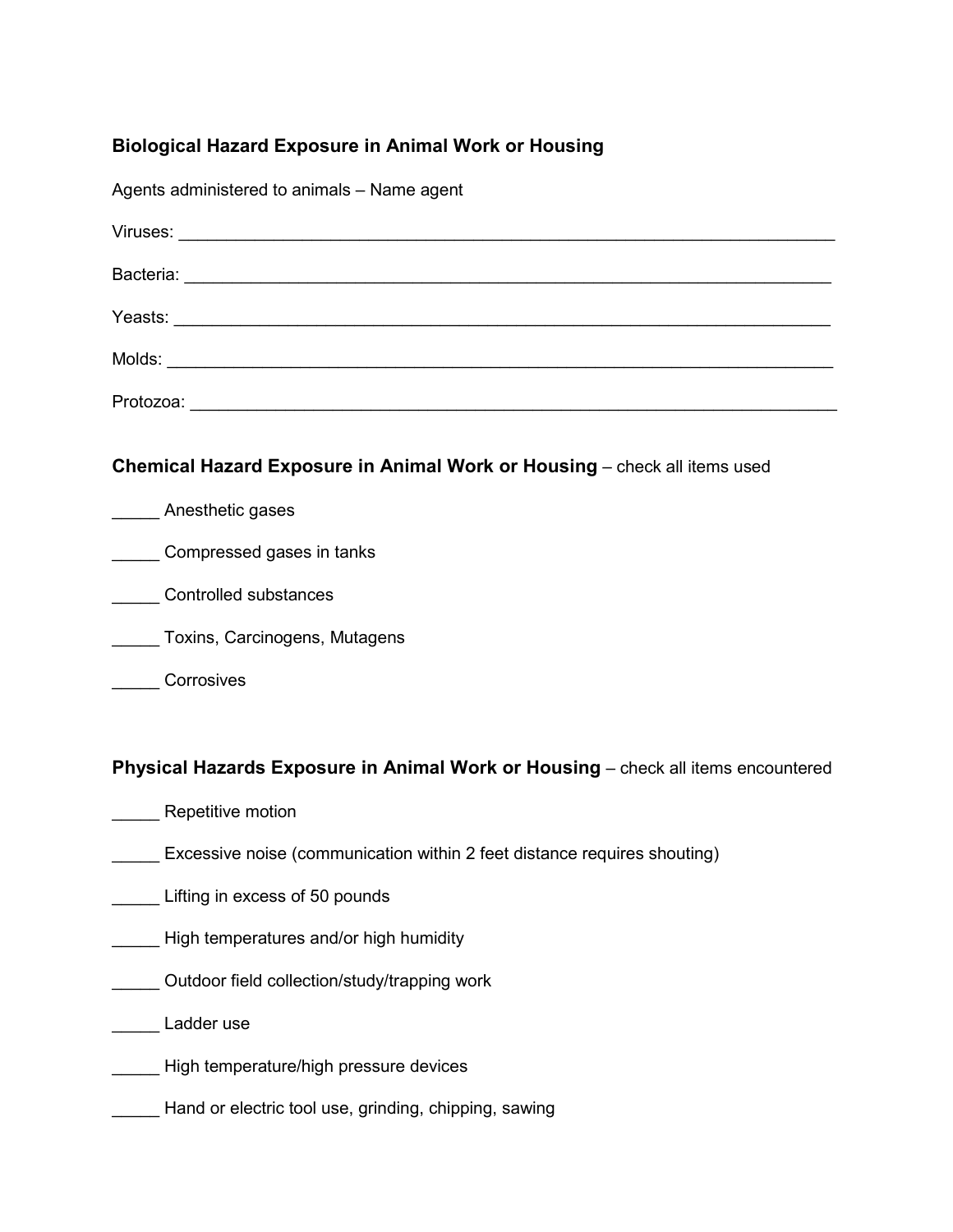**Biological Hazard Exposure in Animal Work or Housing**

Agents administered to animals – Name agent

Viruses: ______________________________________________________________________

Bacteria: _____________________________________________________________________

Yeasts: _______________________________________________________________________

Molds: ________________________________________________________________________

Protozoa: _____________________________________________________________________

**Chemical Hazard Exposure in Animal Work or Housing** – check all items used

_____ Anesthetic gases

_____ Compressed gases in tanks

_____ Controlled substances

_____ Toxins, Carcinogens, Mutagens

_____ Corrosives

**Physical Hazards Exposure in Animal Work or Housing** – check all items encountered

_____ Repetitive motion

_____ Excessive noise (communication within 2 feet distance requires shouting)

_____ Lifting in excess of 50 pounds

_____ High temperatures and/or high humidity

_____ Outdoor field collection/study/trapping work

_____ Ladder use

_____ High temperature/high pressure devices

_____ Hand or electric tool use, grinding, chipping, sawing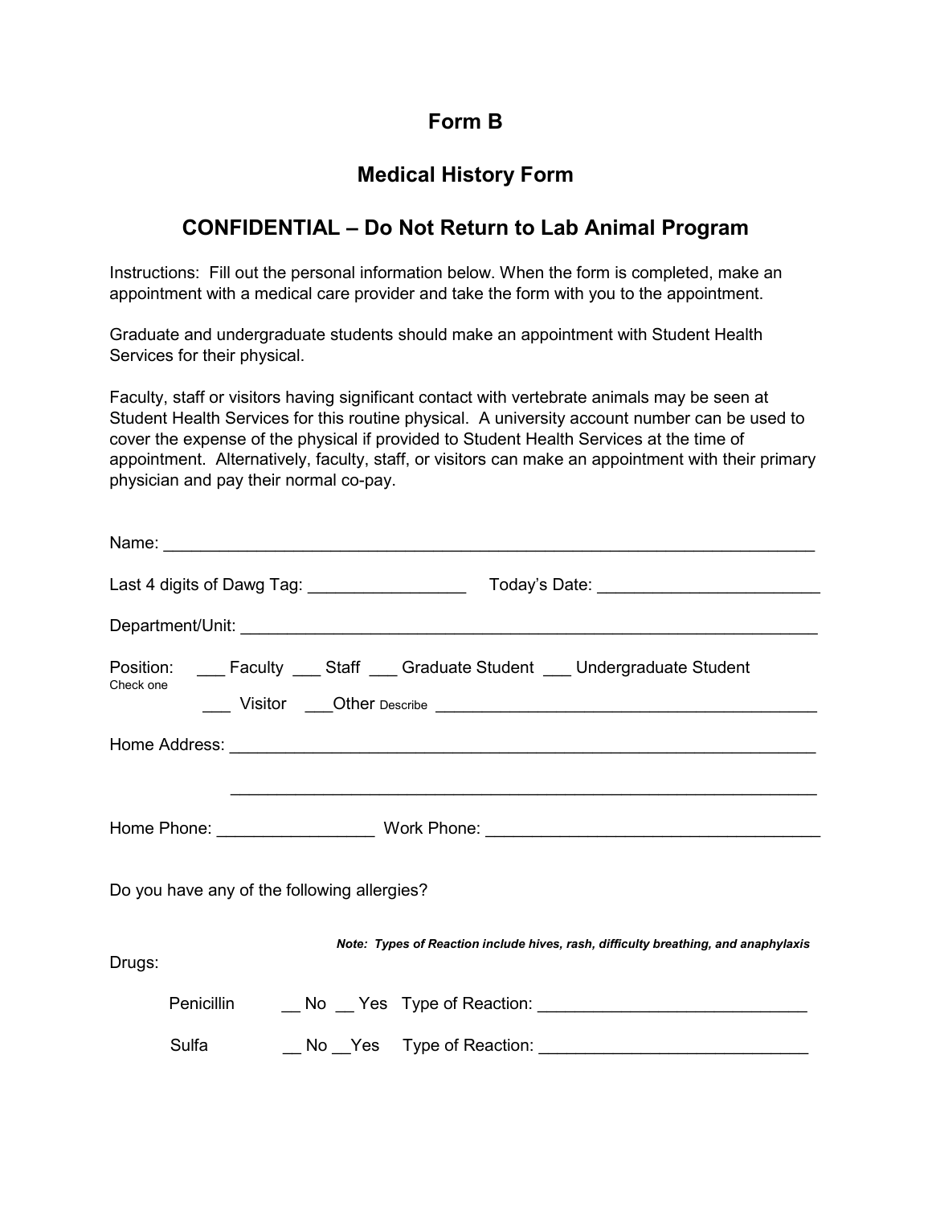# Form B

## Medical History Form

## CONFIDENTIAL – Do Not Return to Lab Animal Program

Instructions: Fill out the personal information below. When the form is completed, make an appointment with a medical care provider and take the form with you to the appointment.

Graduate and undergraduate students should make an appointment with Student Health Services for their physical.

Faculty, staff or visitors having significant contact with vertebrate animals may be seen at Student Health Services for this routine physical. A university account number can be used to cover the expense of the physical if provided to Student Health Services at the time of appointment. Alternatively, faculty, staff, or visitors can make an appointment with their primary physician and pay their normal co-pay.

Name: ___________________________________________________________________

Last 4 digits of Dawg Tag: _________________ Today's Date: ________________________

Department/Unit: _____________________________________________________________

Position: ___ Faculty ___ Staff ___ Graduate Student ___ Undergraduate Student
Check one
___ Visitor ___Other Describe ________________________________________

Home Address: _______________________________________________________________

_______________________________________________________________

Home Phone: ________________ Work Phone: ____________________________________

Do you have any of the following allergies?

***Note: Types of Reaction include hives, rash, difficulty breathing, and anaphylaxis***

Drugs:

Penicillin __ No __ Yes Type of Reaction: ____________________________

Sulfa __ No __Yes Type of Reaction: _____________________________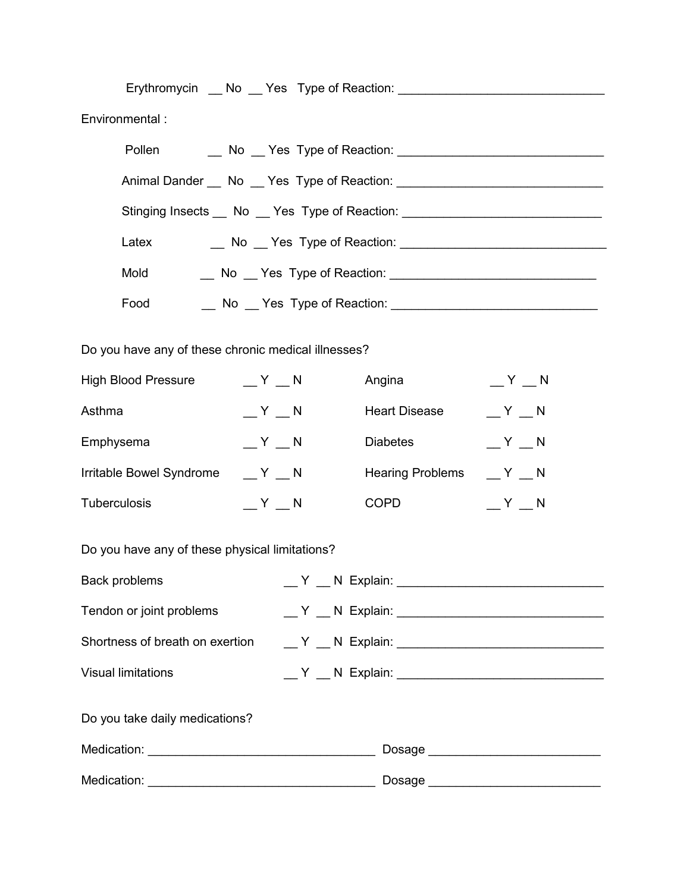Erythromycin __ No __ Yes Type of Reaction: ______________________________

Environmental :

Pollen __ No __ Yes Type of Reaction: ______________________________

Animal Dander __ No __ Yes Type of Reaction: ______________________________

Stinging Insects __ No __ Yes Type of Reaction: ______________________________

Latex __ No __ Yes Type of Reaction: ______________________________

Mold __ No __ Yes Type of Reaction: ______________________________

Food __ No __ Yes Type of Reaction: ______________________________

Do you have any of these chronic medical illnesses?

| | | | |
|---|---|---|---|
| High Blood Pressure | __ Y __ N | Angina | __ Y __ N |
| Asthma | __ Y __ N | Heart Disease | __ Y __ N |
| Emphysema | __ Y __ N | Diabetes | __ Y __ N |
| Irritable Bowel Syndrome | __ Y __ N | Hearing Problems | __ Y __ N |
| Tuberculosis | __ Y __ N | COPD | __ Y __ N |

Do you have any of these physical limitations?

Back problems __ Y __ N Explain: ______________________________

Tendon or joint problems __ Y __ N Explain: ______________________________

Shortness of breath on exertion __ Y __ N Explain: ______________________________

Visual limitations __ Y __ N Explain: ______________________________

Do you take daily medications?

Medication: _________________________________ Dosage _________________________

Medication: _________________________________ Dosage _________________________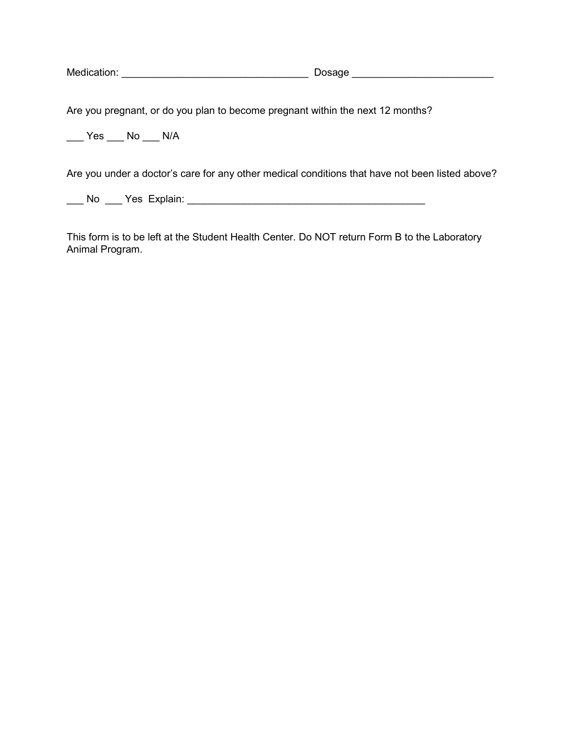Medication: _________________________________ Dosage ________________________

Are you pregnant, or do you plan to become pregnant within the next 12 months?

___ Yes ___ No ___ N/A

Are you under a doctor's care for any other medical conditions that have not been listed above?

___ No ___ Yes Explain: ___________________________________________

This form is to be left at the Student Health Center. Do NOT return Form B to the Laboratory Animal Program.